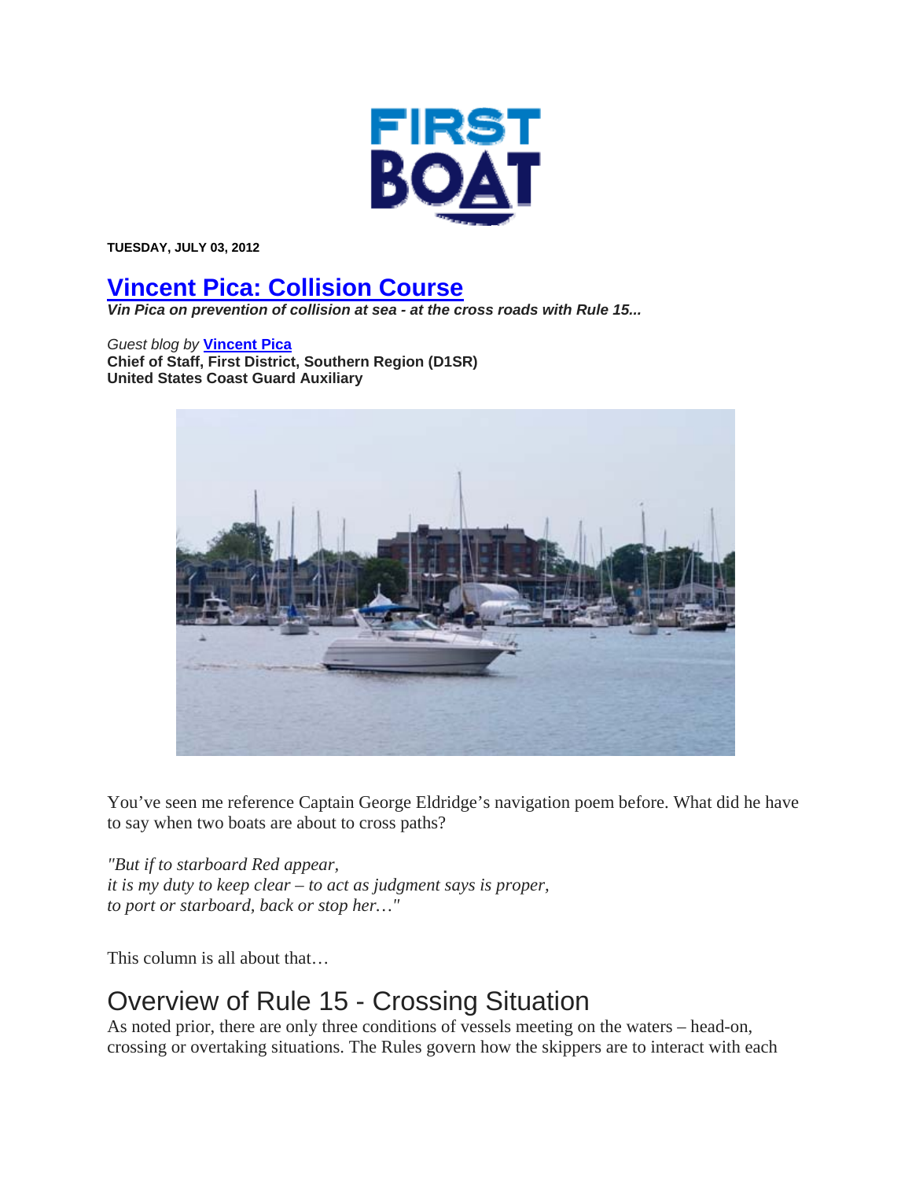FIRST BOAT

**TUESDAY, JULY 03, 2012**

# Vincent Pica: Collision Course

***Vin Pica on prevention of collision at sea - at the cross roads with Rule 15...***

*Guest blog by* **Vincent Pica**
**Chief of Staff, First District, Southern Region (D1SR)**
**United States Coast Guard Auxiliary**

You've seen me reference Captain George Eldridge's navigation poem before. What did he have to say when two boats are about to cross paths?

*"But if to starboard Red appear,*
*it is my duty to keep clear – to act as judgment says is proper,*
*to port or starboard, back or stop her…"*

This column is all about that…

## Overview of Rule 15 - Crossing Situation

As noted prior, there are only three conditions of vessels meeting on the waters – head-on, crossing or overtaking situations. The Rules govern how the skippers are to interact with each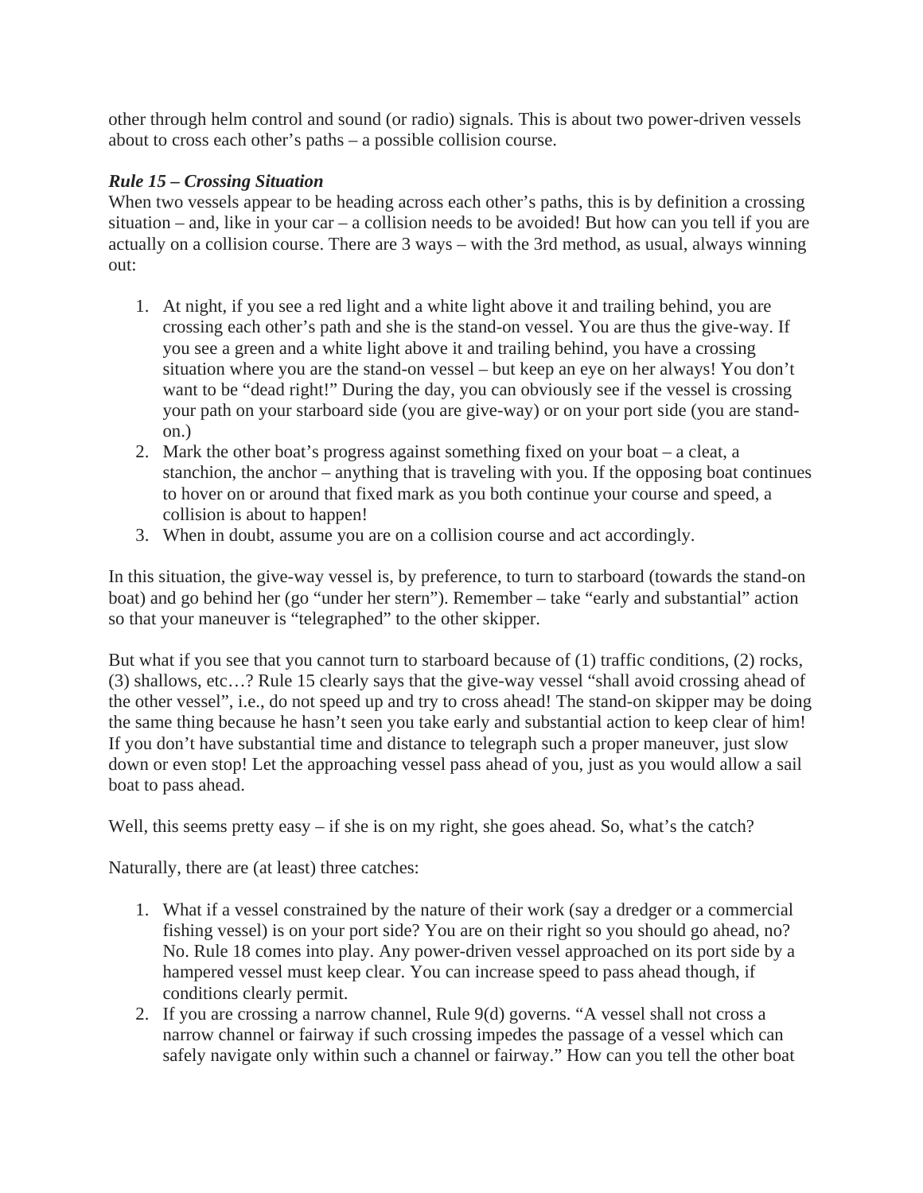other through helm control and sound (or radio) signals. This is about two power-driven vessels about to cross each other's paths – a possible collision course.

***Rule 15 – Crossing Situation***

When two vessels appear to be heading across each other's paths, this is by definition a crossing situation – and, like in your car – a collision needs to be avoided! But how can you tell if you are actually on a collision course. There are 3 ways – with the 3rd method, as usual, always winning out:

1. At night, if you see a red light and a white light above it and trailing behind, you are crossing each other's path and she is the stand-on vessel. You are thus the give-way. If you see a green and a white light above it and trailing behind, you have a crossing situation where you are the stand-on vessel – but keep an eye on her always! You don't want to be "dead right!" During the day, you can obviously see if the vessel is crossing your path on your starboard side (you are give-way) or on your port side (you are stand-on.)
2. Mark the other boat's progress against something fixed on your boat – a cleat, a stanchion, the anchor – anything that is traveling with you. If the opposing boat continues to hover on or around that fixed mark as you both continue your course and speed, a collision is about to happen!
3. When in doubt, assume you are on a collision course and act accordingly.

In this situation, the give-way vessel is, by preference, to turn to starboard (towards the stand-on boat) and go behind her (go "under her stern"). Remember – take "early and substantial" action so that your maneuver is "telegraphed" to the other skipper.

But what if you see that you cannot turn to starboard because of (1) traffic conditions, (2) rocks, (3) shallows, etc…? Rule 15 clearly says that the give-way vessel "shall avoid crossing ahead of the other vessel", i.e., do not speed up and try to cross ahead! The stand-on skipper may be doing the same thing because he hasn't seen you take early and substantial action to keep clear of him! If you don't have substantial time and distance to telegraph such a proper maneuver, just slow down or even stop! Let the approaching vessel pass ahead of you, just as you would allow a sail boat to pass ahead.

Well, this seems pretty easy – if she is on my right, she goes ahead. So, what's the catch?

Naturally, there are (at least) three catches:

1. What if a vessel constrained by the nature of their work (say a dredger or a commercial fishing vessel) is on your port side? You are on their right so you should go ahead, no? No. Rule 18 comes into play. Any power-driven vessel approached on its port side by a hampered vessel must keep clear. You can increase speed to pass ahead though, if conditions clearly permit.
2. If you are crossing a narrow channel, Rule 9(d) governs. "A vessel shall not cross a narrow channel or fairway if such crossing impedes the passage of a vessel which can safely navigate only within such a channel or fairway." How can you tell the other boat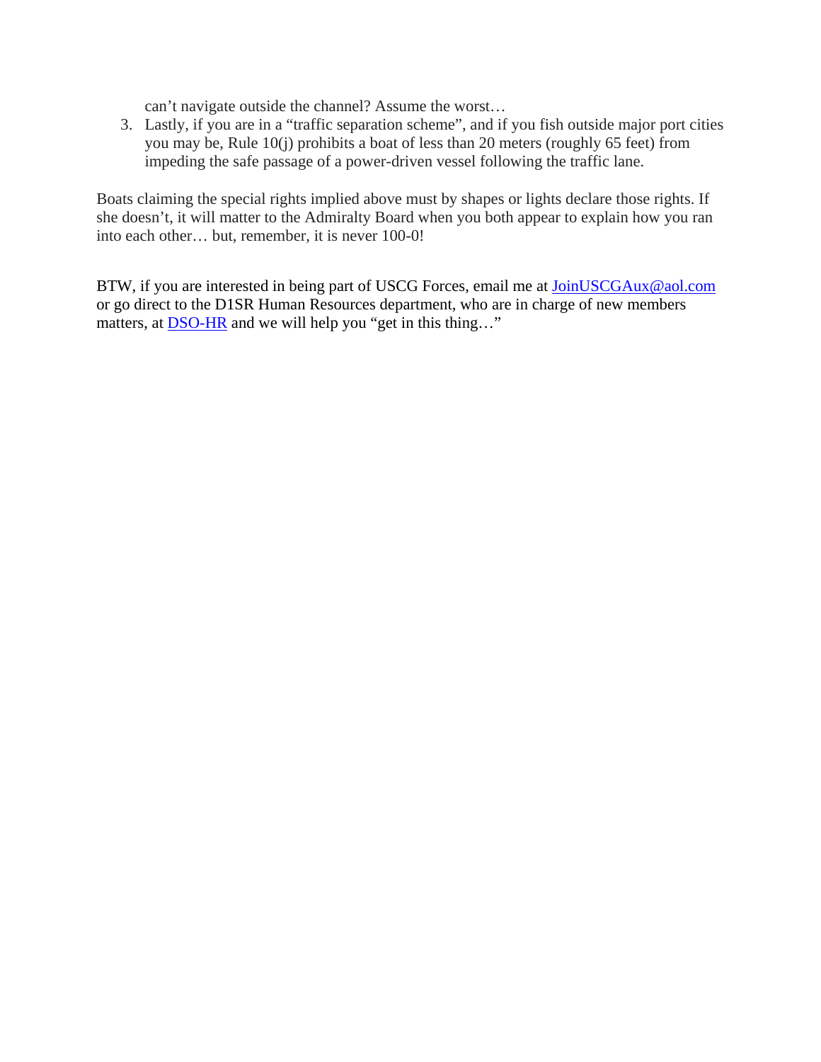can't navigate outside the channel? Assume the worst…

3. Lastly, if you are in a "traffic separation scheme", and if you fish outside major port cities you may be, Rule 10(j) prohibits a boat of less than 20 meters (roughly 65 feet) from impeding the safe passage of a power-driven vessel following the traffic lane.

Boats claiming the special rights implied above must by shapes or lights declare those rights. If she doesn't, it will matter to the Admiralty Board when you both appear to explain how you ran into each other… but, remember, it is never 100-0!

BTW, if you are interested in being part of USCG Forces, email me at [JoinUSCGAux@aol.com](mailto:JoinUSCGAux@aol.com) or go direct to the D1SR Human Resources department, who are in charge of new members matters, at DSO-HR and we will help you "get in this thing…"